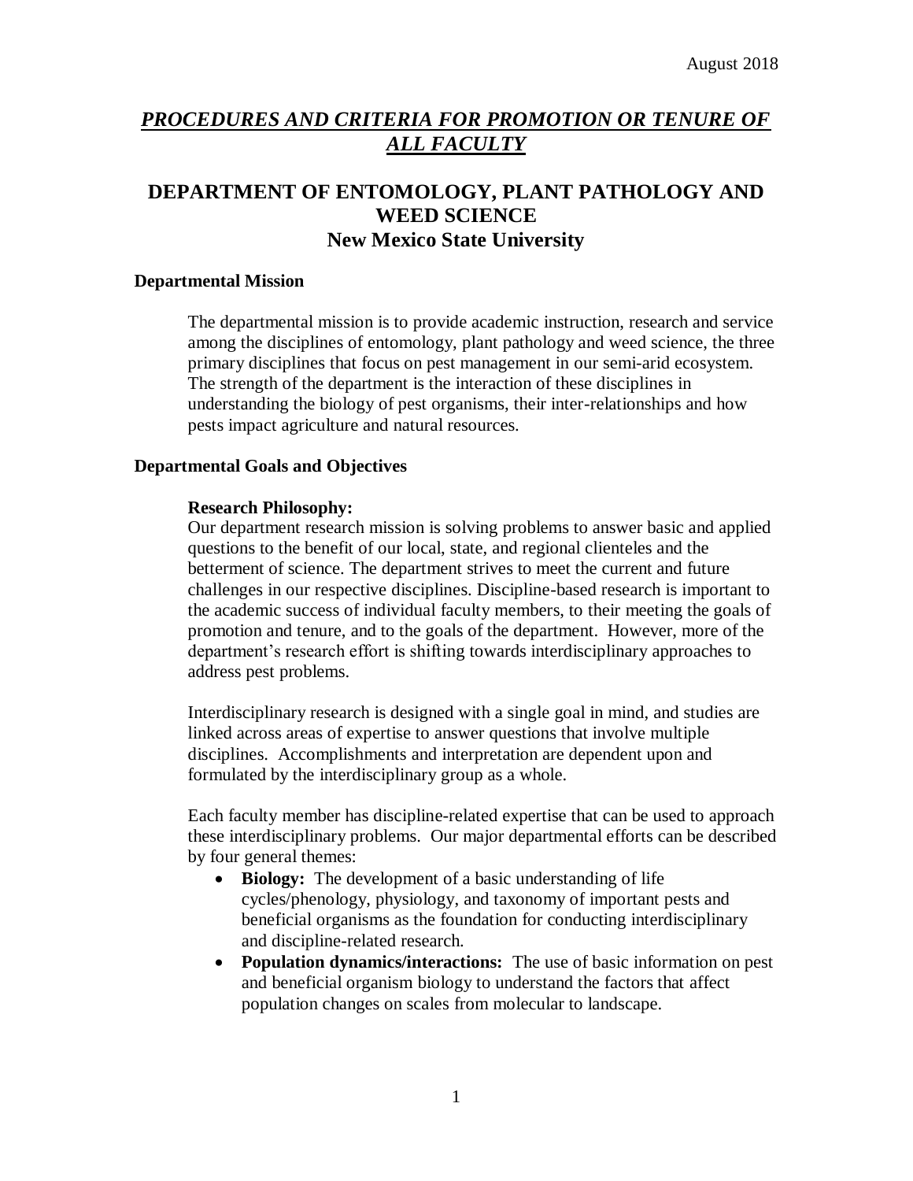August 2018

# ***PROCEDURES AND CRITERIA FOR PROMOTION OR TENURE OF ALL FACULTY***

## DEPARTMENT OF ENTOMOLOGY, PLANT PATHOLOGY AND WEED SCIENCE
## New Mexico State University

### Departmental Mission

The departmental mission is to provide academic instruction, research and service among the disciplines of entomology, plant pathology and weed science, the three primary disciplines that focus on pest management in our semi-arid ecosystem. The strength of the department is the interaction of these disciplines in understanding the biology of pest organisms, their inter-relationships and how pests impact agriculture and natural resources.

### Departmental Goals and Objectives

**Research Philosophy:**
Our department research mission is solving problems to answer basic and applied questions to the benefit of our local, state, and regional clienteles and the betterment of science. The department strives to meet the current and future challenges in our respective disciplines. Discipline-based research is important to the academic success of individual faculty members, to their meeting the goals of promotion and tenure, and to the goals of the department. However, more of the department's research effort is shifting towards interdisciplinary approaches to address pest problems.

Interdisciplinary research is designed with a single goal in mind, and studies are linked across areas of expertise to answer questions that involve multiple disciplines. Accomplishments and interpretation are dependent upon and formulated by the interdisciplinary group as a whole.

Each faculty member has discipline-related expertise that can be used to approach these interdisciplinary problems. Our major departmental efforts can be described by four general themes:

- **Biology:** The development of a basic understanding of life cycles/phenology, physiology, and taxonomy of important pests and beneficial organisms as the foundation for conducting interdisciplinary and discipline-related research.
- **Population dynamics/interactions:** The use of basic information on pest and beneficial organism biology to understand the factors that affect population changes on scales from molecular to landscape.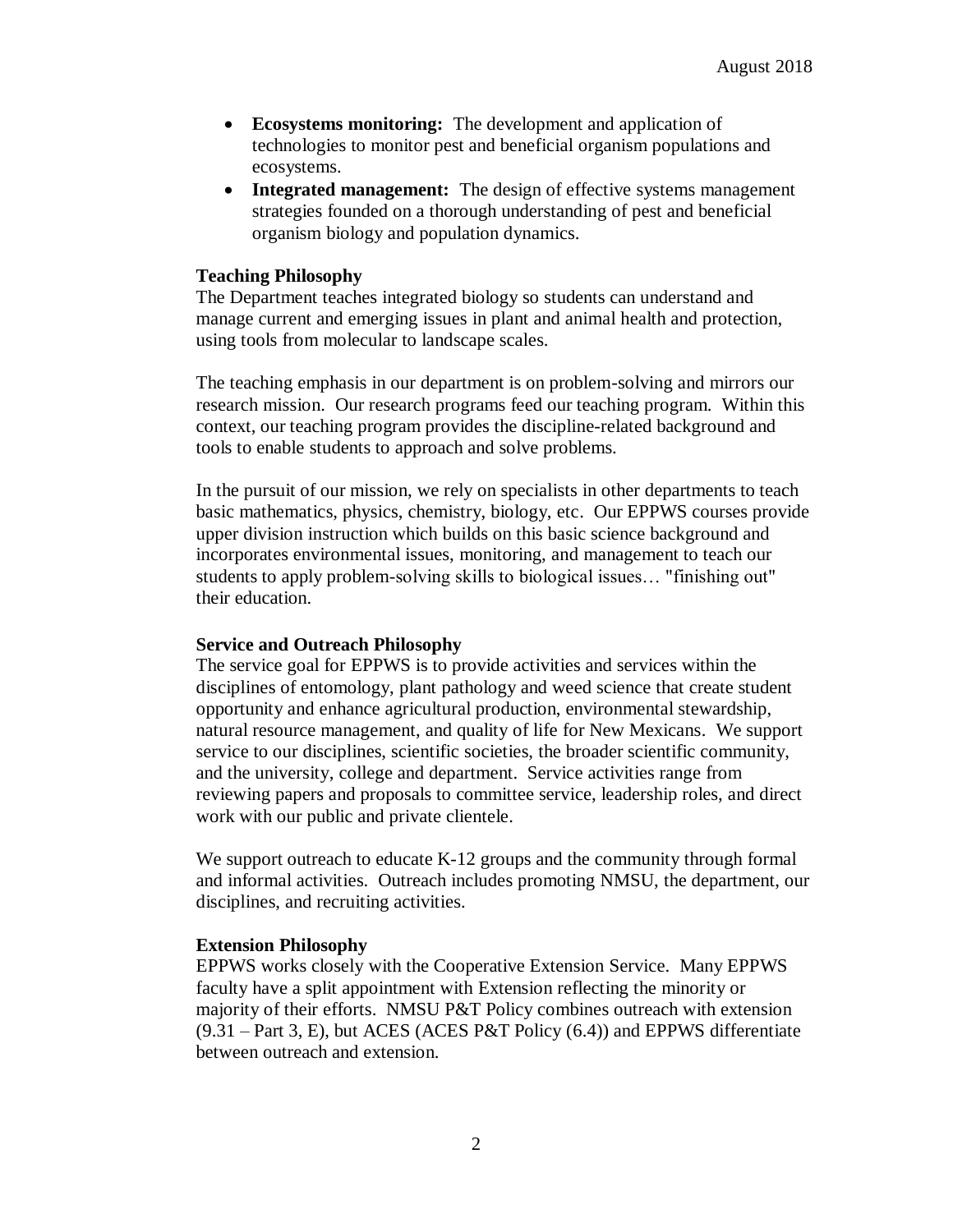- **Ecosystems monitoring:** The development and application of technologies to monitor pest and beneficial organism populations and ecosystems.
- **Integrated management:** The design of effective systems management strategies founded on a thorough understanding of pest and beneficial organism biology and population dynamics.

**Teaching Philosophy**

The Department teaches integrated biology so students can understand and manage current and emerging issues in plant and animal health and protection, using tools from molecular to landscape scales.

The teaching emphasis in our department is on problem-solving and mirrors our research mission. Our research programs feed our teaching program. Within this context, our teaching program provides the discipline-related background and tools to enable students to approach and solve problems.

In the pursuit of our mission, we rely on specialists in other departments to teach basic mathematics, physics, chemistry, biology, etc. Our EPPWS courses provide upper division instruction which builds on this basic science background and incorporates environmental issues, monitoring, and management to teach our students to apply problem-solving skills to biological issues… "finishing out" their education.

**Service and Outreach Philosophy**

The service goal for EPPWS is to provide activities and services within the disciplines of entomology, plant pathology and weed science that create student opportunity and enhance agricultural production, environmental stewardship, natural resource management, and quality of life for New Mexicans. We support service to our disciplines, scientific societies, the broader scientific community, and the university, college and department. Service activities range from reviewing papers and proposals to committee service, leadership roles, and direct work with our public and private clientele.

We support outreach to educate K-12 groups and the community through formal and informal activities. Outreach includes promoting NMSU, the department, our disciplines, and recruiting activities.

**Extension Philosophy**

EPPWS works closely with the Cooperative Extension Service. Many EPPWS faculty have a split appointment with Extension reflecting the minority or majority of their efforts. NMSU P&T Policy combines outreach with extension (9.31 – Part 3, E), but ACES (ACES P&T Policy (6.4)) and EPPWS differentiate between outreach and extension.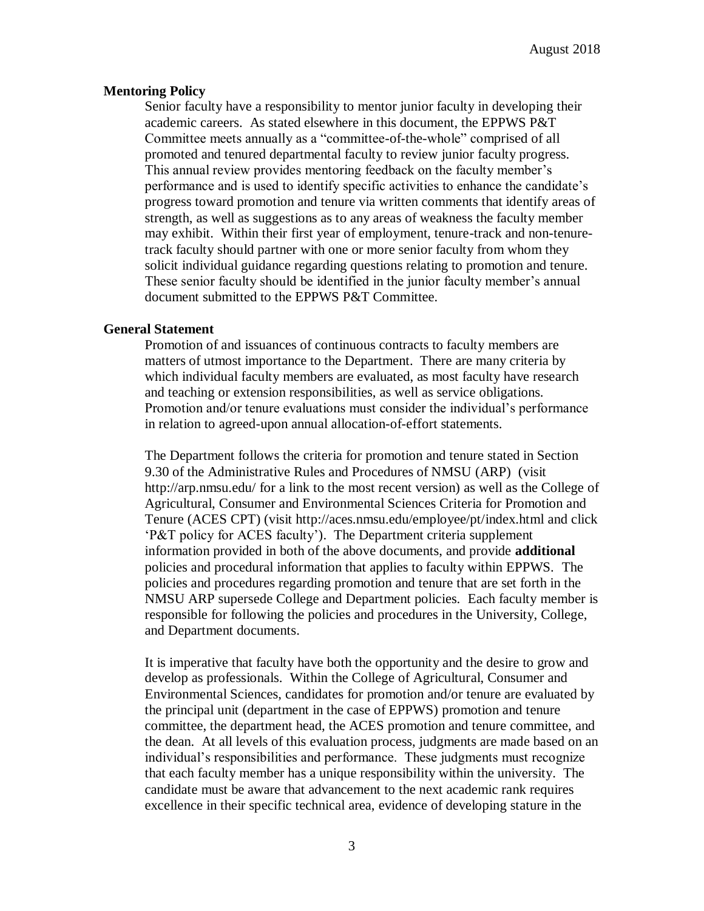### Mentoring Policy

Senior faculty have a responsibility to mentor junior faculty in developing their academic careers. As stated elsewhere in this document, the EPPWS P&T Committee meets annually as a "committee-of-the-whole" comprised of all promoted and tenured departmental faculty to review junior faculty progress. This annual review provides mentoring feedback on the faculty member's performance and is used to identify specific activities to enhance the candidate's progress toward promotion and tenure via written comments that identify areas of strength, as well as suggestions as to any areas of weakness the faculty member may exhibit. Within their first year of employment, tenure-track and non-tenure-track faculty should partner with one or more senior faculty from whom they solicit individual guidance regarding questions relating to promotion and tenure. These senior faculty should be identified in the junior faculty member's annual document submitted to the EPPWS P&T Committee.

### General Statement

Promotion of and issuances of continuous contracts to faculty members are matters of utmost importance to the Department. There are many criteria by which individual faculty members are evaluated, as most faculty have research and teaching or extension responsibilities, as well as service obligations. Promotion and/or tenure evaluations must consider the individual's performance in relation to agreed-upon annual allocation-of-effort statements.

The Department follows the criteria for promotion and tenure stated in Section 9.30 of the Administrative Rules and Procedures of NMSU (ARP) (visit http://arp.nmsu.edu/ for a link to the most recent version) as well as the College of Agricultural, Consumer and Environmental Sciences Criteria for Promotion and Tenure (ACES CPT) (visit http://aces.nmsu.edu/employee/pt/index.html and click 'P&T policy for ACES faculty'). The Department criteria supplement information provided in both of the above documents, and provide **additional** policies and procedural information that applies to faculty within EPPWS. The policies and procedures regarding promotion and tenure that are set forth in the NMSU ARP supersede College and Department policies. Each faculty member is responsible for following the policies and procedures in the University, College, and Department documents.

It is imperative that faculty have both the opportunity and the desire to grow and develop as professionals. Within the College of Agricultural, Consumer and Environmental Sciences, candidates for promotion and/or tenure are evaluated by the principal unit (department in the case of EPPWS) promotion and tenure committee, the department head, the ACES promotion and tenure committee, and the dean. At all levels of this evaluation process, judgments are made based on an individual's responsibilities and performance. These judgments must recognize that each faculty member has a unique responsibility within the university. The candidate must be aware that advancement to the next academic rank requires excellence in their specific technical area, evidence of developing stature in the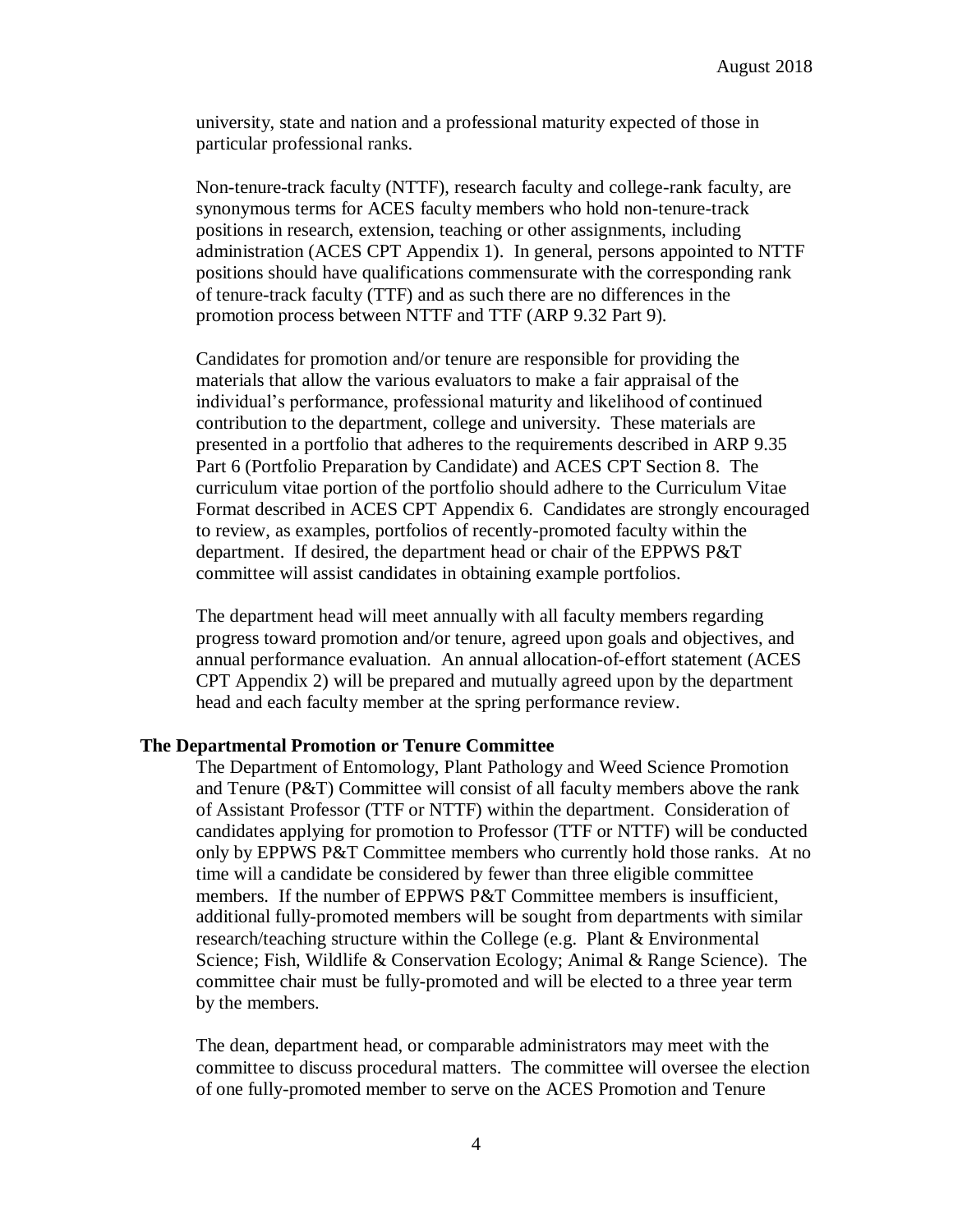university, state and nation and a professional maturity expected of those in particular professional ranks.

Non-tenure-track faculty (NTTF), research faculty and college-rank faculty, are synonymous terms for ACES faculty members who hold non-tenure-track positions in research, extension, teaching or other assignments, including administration (ACES CPT Appendix 1). In general, persons appointed to NTTF positions should have qualifications commensurate with the corresponding rank of tenure-track faculty (TTF) and as such there are no differences in the promotion process between NTTF and TTF (ARP 9.32 Part 9).

Candidates for promotion and/or tenure are responsible for providing the materials that allow the various evaluators to make a fair appraisal of the individual's performance, professional maturity and likelihood of continued contribution to the department, college and university. These materials are presented in a portfolio that adheres to the requirements described in ARP 9.35 Part 6 (Portfolio Preparation by Candidate) and ACES CPT Section 8. The curriculum vitae portion of the portfolio should adhere to the Curriculum Vitae Format described in ACES CPT Appendix 6. Candidates are strongly encouraged to review, as examples, portfolios of recently-promoted faculty within the department. If desired, the department head or chair of the EPPWS P&T committee will assist candidates in obtaining example portfolios.

The department head will meet annually with all faculty members regarding progress toward promotion and/or tenure, agreed upon goals and objectives, and annual performance evaluation. An annual allocation-of-effort statement (ACES CPT Appendix 2) will be prepared and mutually agreed upon by the department head and each faculty member at the spring performance review.

**The Departmental Promotion or Tenure Committee**

The Department of Entomology, Plant Pathology and Weed Science Promotion and Tenure (P&T) Committee will consist of all faculty members above the rank of Assistant Professor (TTF or NTTF) within the department. Consideration of candidates applying for promotion to Professor (TTF or NTTF) will be conducted only by EPPWS P&T Committee members who currently hold those ranks. At no time will a candidate be considered by fewer than three eligible committee members. If the number of EPPWS P&T Committee members is insufficient, additional fully-promoted members will be sought from departments with similar research/teaching structure within the College (e.g. Plant & Environmental Science; Fish, Wildlife & Conservation Ecology; Animal & Range Science). The committee chair must be fully-promoted and will be elected to a three year term by the members.

The dean, department head, or comparable administrators may meet with the committee to discuss procedural matters. The committee will oversee the election of one fully-promoted member to serve on the ACES Promotion and Tenure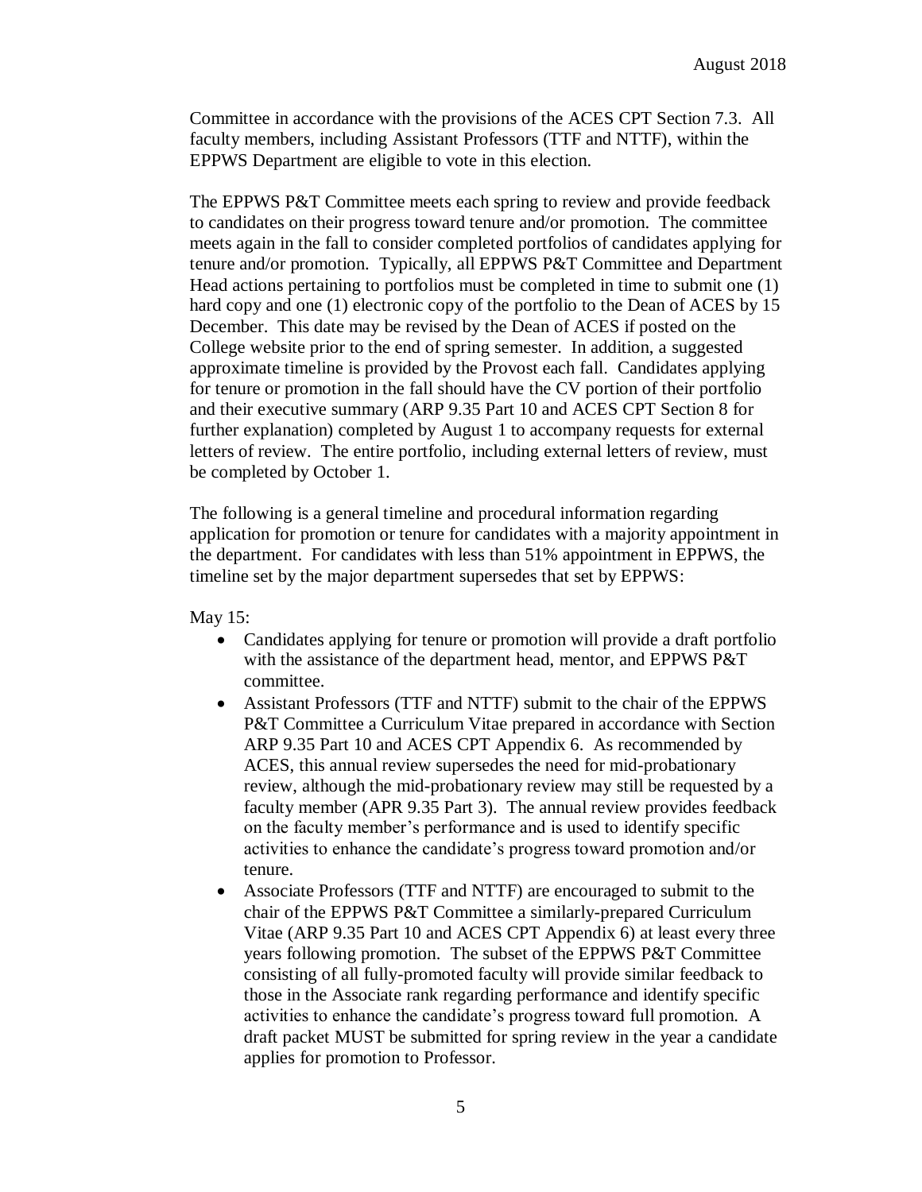Committee in accordance with the provisions of the ACES CPT Section 7.3. All faculty members, including Assistant Professors (TTF and NTTF), within the EPPWS Department are eligible to vote in this election.

The EPPWS P&T Committee meets each spring to review and provide feedback to candidates on their progress toward tenure and/or promotion. The committee meets again in the fall to consider completed portfolios of candidates applying for tenure and/or promotion. Typically, all EPPWS P&T Committee and Department Head actions pertaining to portfolios must be completed in time to submit one (1) hard copy and one (1) electronic copy of the portfolio to the Dean of ACES by 15 December. This date may be revised by the Dean of ACES if posted on the College website prior to the end of spring semester. In addition, a suggested approximate timeline is provided by the Provost each fall. Candidates applying for tenure or promotion in the fall should have the CV portion of their portfolio and their executive summary (ARP 9.35 Part 10 and ACES CPT Section 8 for further explanation) completed by August 1 to accompany requests for external letters of review. The entire portfolio, including external letters of review, must be completed by October 1.

The following is a general timeline and procedural information regarding application for promotion or tenure for candidates with a majority appointment in the department. For candidates with less than 51% appointment in EPPWS, the timeline set by the major department supersedes that set by EPPWS:

May 15:

- Candidates applying for tenure or promotion will provide a draft portfolio with the assistance of the department head, mentor, and EPPWS P&T committee.
- Assistant Professors (TTF and NTTF) submit to the chair of the EPPWS P&T Committee a Curriculum Vitae prepared in accordance with Section ARP 9.35 Part 10 and ACES CPT Appendix 6. As recommended by ACES, this annual review supersedes the need for mid-probationary review, although the mid-probationary review may still be requested by a faculty member (APR 9.35 Part 3). The annual review provides feedback on the faculty member's performance and is used to identify specific activities to enhance the candidate's progress toward promotion and/or tenure.
- Associate Professors (TTF and NTTF) are encouraged to submit to the chair of the EPPWS P&T Committee a similarly-prepared Curriculum Vitae (ARP 9.35 Part 10 and ACES CPT Appendix 6) at least every three years following promotion. The subset of the EPPWS P&T Committee consisting of all fully-promoted faculty will provide similar feedback to those in the Associate rank regarding performance and identify specific activities to enhance the candidate's progress toward full promotion. A draft packet MUST be submitted for spring review in the year a candidate applies for promotion to Professor.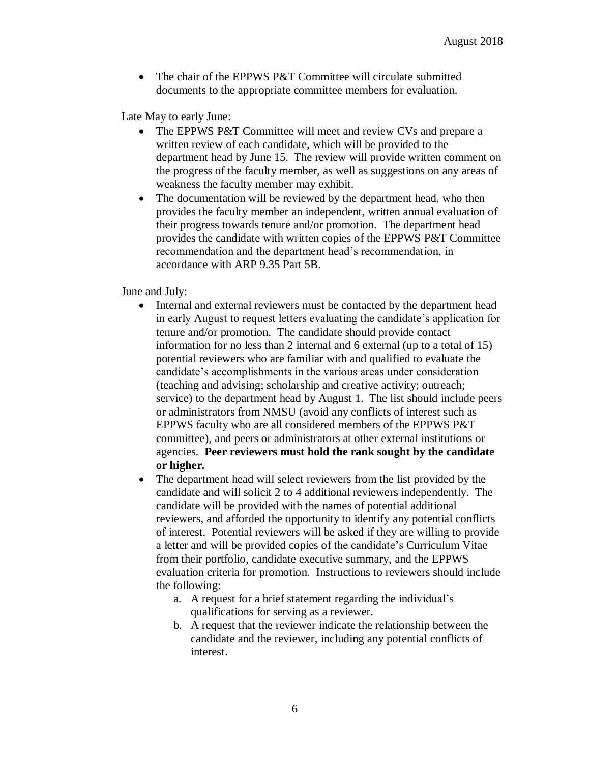- The chair of the EPPWS P&T Committee will circulate submitted documents to the appropriate committee members for evaluation.

Late May to early June:

- The EPPWS P&T Committee will meet and review CVs and prepare a written review of each candidate, which will be provided to the department head by June 15. The review will provide written comment on the progress of the faculty member, as well as suggestions on any areas of weakness the faculty member may exhibit.
- The documentation will be reviewed by the department head, who then provides the faculty member an independent, written annual evaluation of their progress towards tenure and/or promotion. The department head provides the candidate with written copies of the EPPWS P&T Committee recommendation and the department head's recommendation, in accordance with ARP 9.35 Part 5B.

June and July:

- Internal and external reviewers must be contacted by the department head in early August to request letters evaluating the candidate's application for tenure and/or promotion. The candidate should provide contact information for no less than 2 internal and 6 external (up to a total of 15) potential reviewers who are familiar with and qualified to evaluate the candidate's accomplishments in the various areas under consideration (teaching and advising; scholarship and creative activity; outreach; service) to the department head by August 1. The list should include peers or administrators from NMSU (avoid any conflicts of interest such as EPPWS faculty who are all considered members of the EPPWS P&T committee), and peers or administrators at other external institutions or agencies. **Peer reviewers must hold the rank sought by the candidate or higher.**
- The department head will select reviewers from the list provided by the candidate and will solicit 2 to 4 additional reviewers independently. The candidate will be provided with the names of potential additional reviewers, and afforded the opportunity to identify any potential conflicts of interest. Potential reviewers will be asked if they are willing to provide a letter and will be provided copies of the candidate's Curriculum Vitae from their portfolio, candidate executive summary, and the EPPWS evaluation criteria for promotion. Instructions to reviewers should include the following:
    a. A request for a brief statement regarding the individual's qualifications for serving as a reviewer.
    b. A request that the reviewer indicate the relationship between the candidate and the reviewer, including any potential conflicts of interest.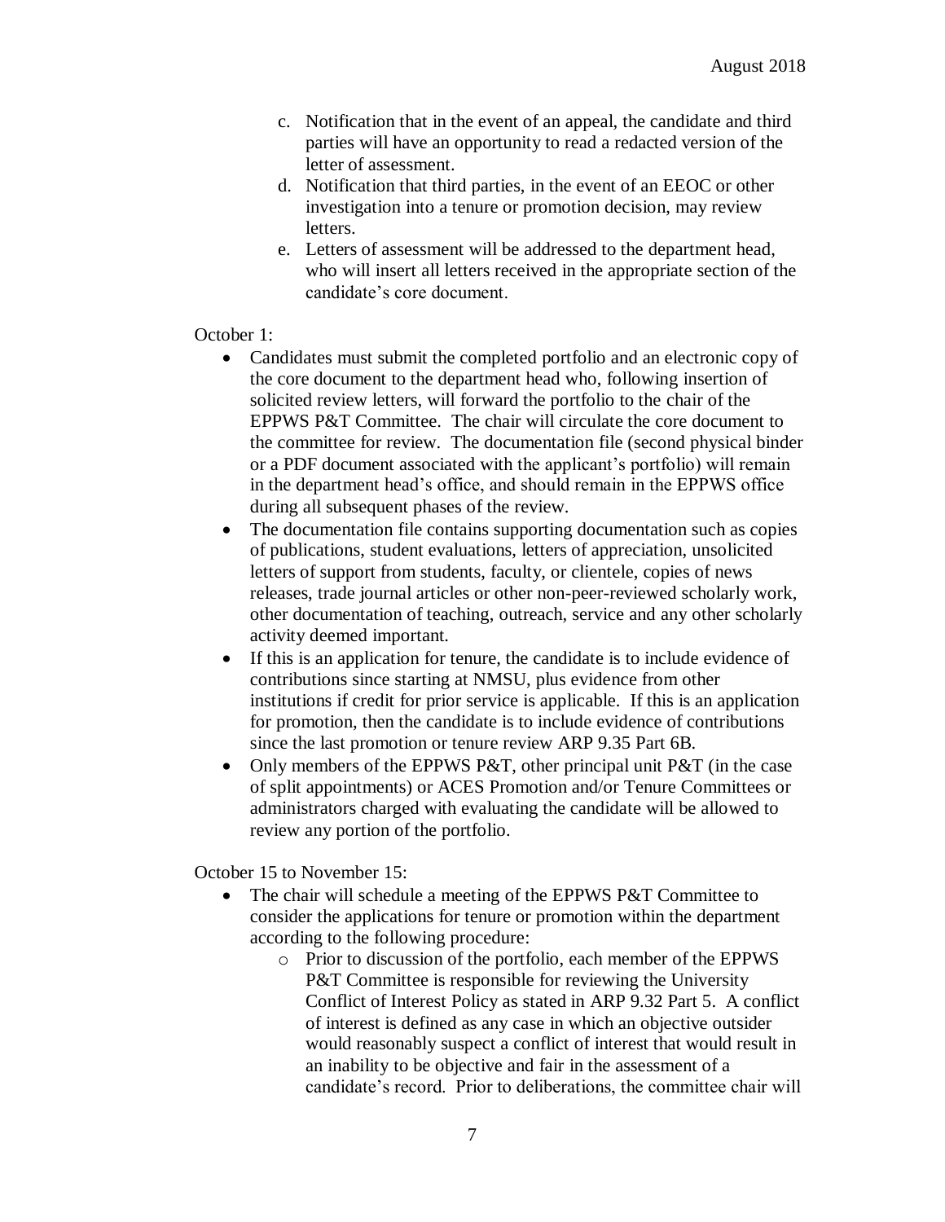c. Notification that in the event of an appeal, the candidate and third parties will have an opportunity to read a redacted version of the letter of assessment.

d. Notification that third parties, in the event of an EEOC or other investigation into a tenure or promotion decision, may review letters.

e. Letters of assessment will be addressed to the department head, who will insert all letters received in the appropriate section of the candidate's core document.

October 1:

- Candidates must submit the completed portfolio and an electronic copy of the core document to the department head who, following insertion of solicited review letters, will forward the portfolio to the chair of the EPPWS P&T Committee. The chair will circulate the core document to the committee for review. The documentation file (second physical binder or a PDF document associated with the applicant's portfolio) will remain in the department head's office, and should remain in the EPPWS office during all subsequent phases of the review.
- The documentation file contains supporting documentation such as copies of publications, student evaluations, letters of appreciation, unsolicited letters of support from students, faculty, or clientele, copies of news releases, trade journal articles or other non-peer-reviewed scholarly work, other documentation of teaching, outreach, service and any other scholarly activity deemed important.
- If this is an application for tenure, the candidate is to include evidence of contributions since starting at NMSU, plus evidence from other institutions if credit for prior service is applicable. If this is an application for promotion, then the candidate is to include evidence of contributions since the last promotion or tenure review ARP 9.35 Part 6B.
- Only members of the EPPWS P&T, other principal unit P&T (in the case of split appointments) or ACES Promotion and/or Tenure Committees or administrators charged with evaluating the candidate will be allowed to review any portion of the portfolio.

October 15 to November 15:

- The chair will schedule a meeting of the EPPWS P&T Committee to consider the applications for tenure or promotion within the department according to the following procedure:
  - Prior to discussion of the portfolio, each member of the EPPWS P&T Committee is responsible for reviewing the University Conflict of Interest Policy as stated in ARP 9.32 Part 5. A conflict of interest is defined as any case in which an objective outsider would reasonably suspect a conflict of interest that would result in an inability to be objective and fair in the assessment of a candidate's record. Prior to deliberations, the committee chair will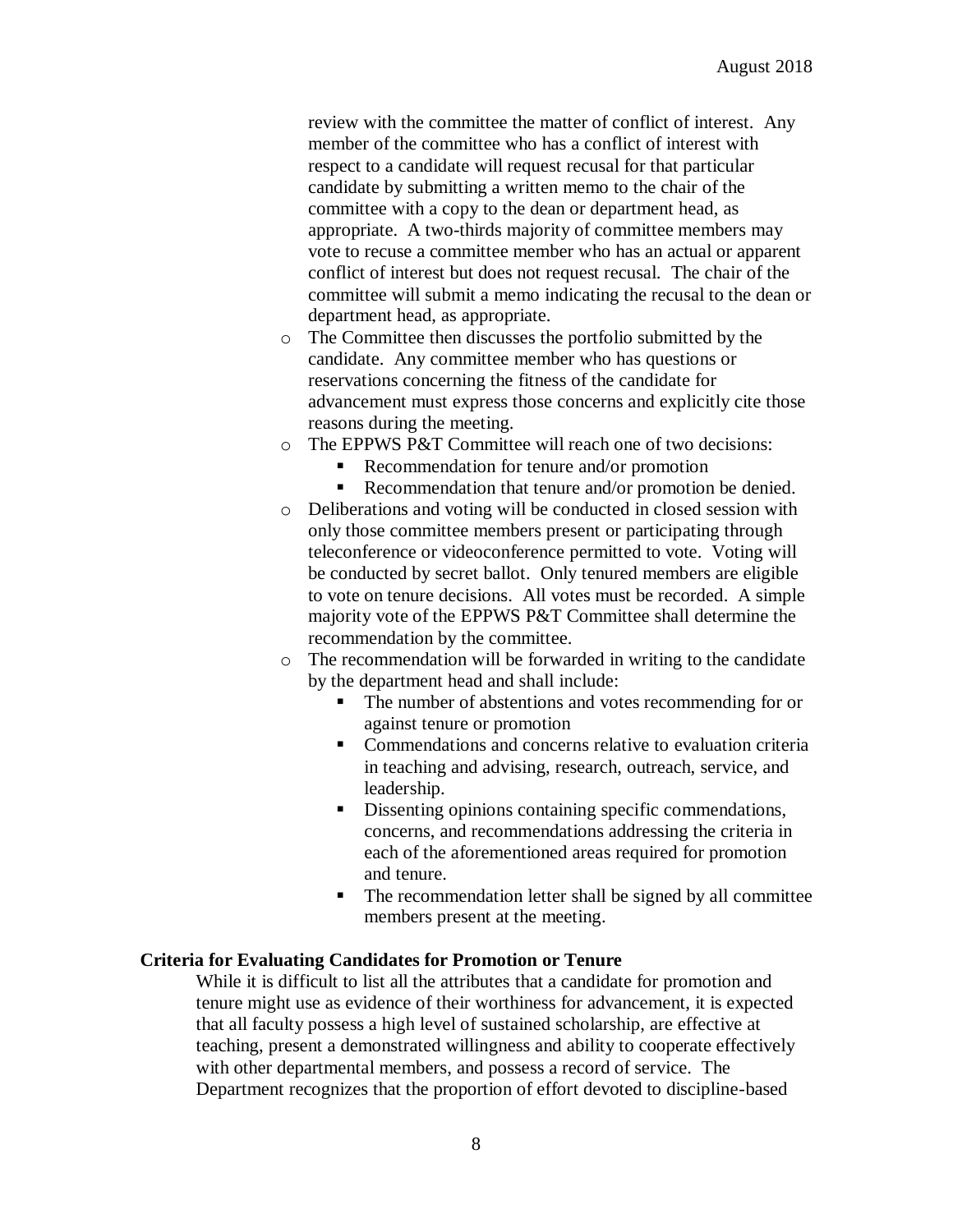review with the committee the matter of conflict of interest. Any member of the committee who has a conflict of interest with respect to a candidate will request recusal for that particular candidate by submitting a written memo to the chair of the committee with a copy to the dean or department head, as appropriate. A two-thirds majority of committee members may vote to recuse a committee member who has an actual or apparent conflict of interest but does not request recusal. The chair of the committee will submit a memo indicating the recusal to the dean or department head, as appropriate.

- The Committee then discusses the portfolio submitted by the candidate. Any committee member who has questions or reservations concerning the fitness of the candidate for advancement must express those concerns and explicitly cite those reasons during the meeting.
- The EPPWS P&T Committee will reach one of two decisions:
  - Recommendation for tenure and/or promotion
  - Recommendation that tenure and/or promotion be denied.
- Deliberations and voting will be conducted in closed session with only those committee members present or participating through teleconference or videoconference permitted to vote. Voting will be conducted by secret ballot. Only tenured members are eligible to vote on tenure decisions. All votes must be recorded. A simple majority vote of the EPPWS P&T Committee shall determine the recommendation by the committee.
- The recommendation will be forwarded in writing to the candidate by the department head and shall include:
  - The number of abstentions and votes recommending for or against tenure or promotion
  - Commendations and concerns relative to evaluation criteria in teaching and advising, research, outreach, service, and leadership.
  - Dissenting opinions containing specific commendations, concerns, and recommendations addressing the criteria in each of the aforementioned areas required for promotion and tenure.
  - The recommendation letter shall be signed by all committee members present at the meeting.

**Criteria for Evaluating Candidates for Promotion or Tenure**

While it is difficult to list all the attributes that a candidate for promotion and tenure might use as evidence of their worthiness for advancement, it is expected that all faculty possess a high level of sustained scholarship, are effective at teaching, present a demonstrated willingness and ability to cooperate effectively with other departmental members, and possess a record of service. The Department recognizes that the proportion of effort devoted to discipline-based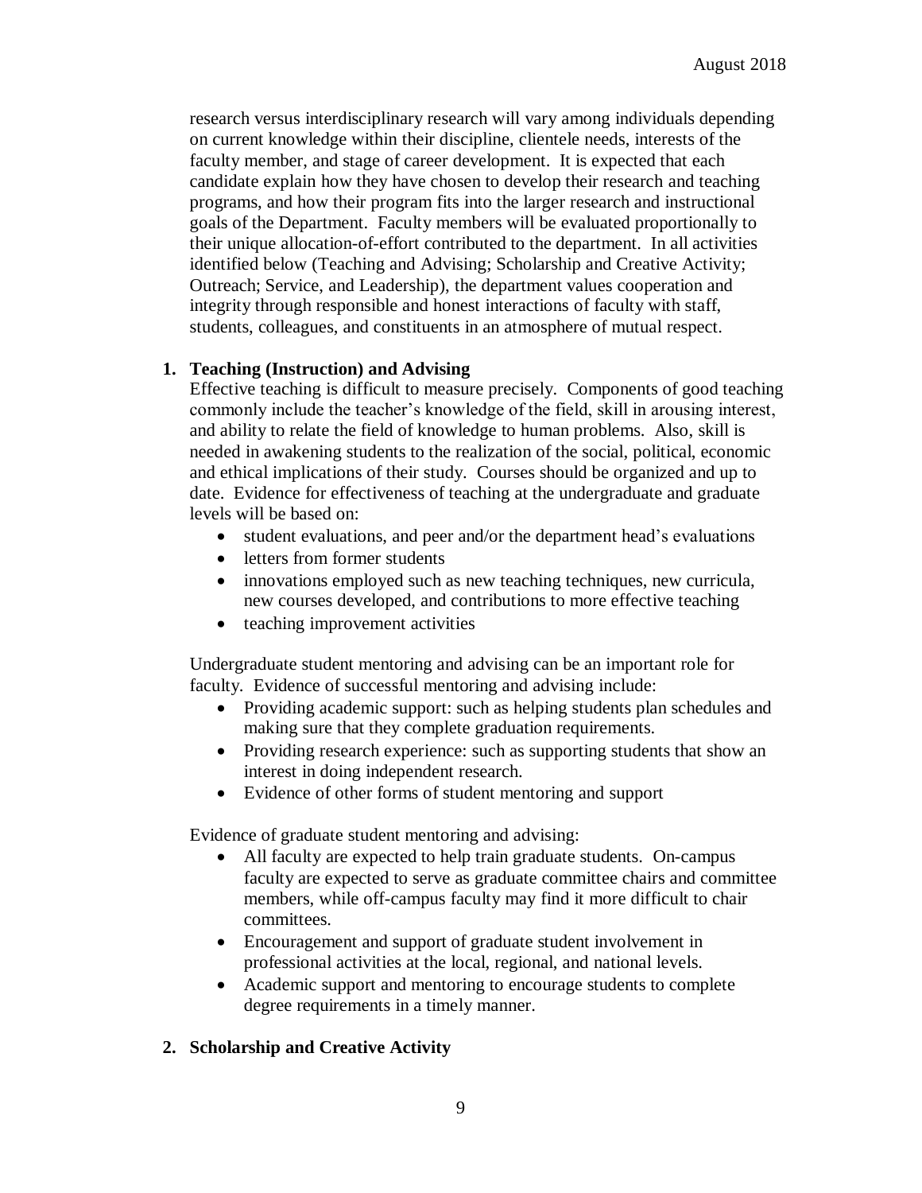research versus interdisciplinary research will vary among individuals depending on current knowledge within their discipline, clientele needs, interests of the faculty member, and stage of career development. It is expected that each candidate explain how they have chosen to develop their research and teaching programs, and how their program fits into the larger research and instructional goals of the Department. Faculty members will be evaluated proportionally to their unique allocation-of-effort contributed to the department. In all activities identified below (Teaching and Advising; Scholarship and Creative Activity; Outreach; Service, and Leadership), the department values cooperation and integrity through responsible and honest interactions of faculty with staff, students, colleagues, and constituents in an atmosphere of mutual respect.

**1. Teaching (Instruction) and Advising**

Effective teaching is difficult to measure precisely. Components of good teaching commonly include the teacher's knowledge of the field, skill in arousing interest, and ability to relate the field of knowledge to human problems. Also, skill is needed in awakening students to the realization of the social, political, economic and ethical implications of their study. Courses should be organized and up to date. Evidence for effectiveness of teaching at the undergraduate and graduate levels will be based on:

- student evaluations, and peer and/or the department head's evaluations
- letters from former students
- innovations employed such as new teaching techniques, new curricula, new courses developed, and contributions to more effective teaching
- teaching improvement activities

Undergraduate student mentoring and advising can be an important role for faculty. Evidence of successful mentoring and advising include:

- Providing academic support: such as helping students plan schedules and making sure that they complete graduation requirements.
- Providing research experience: such as supporting students that show an interest in doing independent research.
- Evidence of other forms of student mentoring and support

Evidence of graduate student mentoring and advising:

- All faculty are expected to help train graduate students. On-campus faculty are expected to serve as graduate committee chairs and committee members, while off-campus faculty may find it more difficult to chair committees.
- Encouragement and support of graduate student involvement in professional activities at the local, regional, and national levels.
- Academic support and mentoring to encourage students to complete degree requirements in a timely manner.

**2. Scholarship and Creative Activity**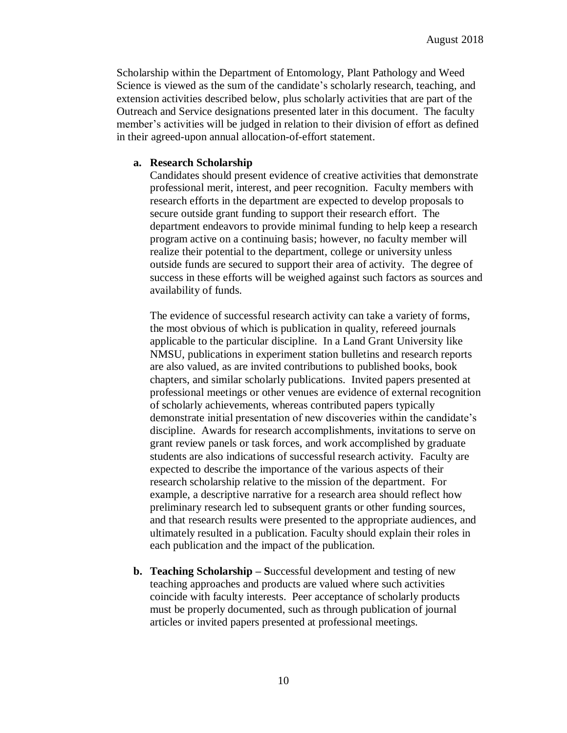Scholarship within the Department of Entomology, Plant Pathology and Weed Science is viewed as the sum of the candidate's scholarly research, teaching, and extension activities described below, plus scholarly activities that are part of the Outreach and Service designations presented later in this document. The faculty member's activities will be judged in relation to their division of effort as defined in their agreed-upon annual allocation-of-effort statement.

**a. Research Scholarship**

Candidates should present evidence of creative activities that demonstrate professional merit, interest, and peer recognition. Faculty members with research efforts in the department are expected to develop proposals to secure outside grant funding to support their research effort. The department endeavors to provide minimal funding to help keep a research program active on a continuing basis; however, no faculty member will realize their potential to the department, college or university unless outside funds are secured to support their area of activity. The degree of success in these efforts will be weighed against such factors as sources and availability of funds.

The evidence of successful research activity can take a variety of forms, the most obvious of which is publication in quality, refereed journals applicable to the particular discipline. In a Land Grant University like NMSU, publications in experiment station bulletins and research reports are also valued, as are invited contributions to published books, book chapters, and similar scholarly publications. Invited papers presented at professional meetings or other venues are evidence of external recognition of scholarly achievements, whereas contributed papers typically demonstrate initial presentation of new discoveries within the candidate's discipline. Awards for research accomplishments, invitations to serve on grant review panels or task forces, and work accomplished by graduate students are also indications of successful research activity. Faculty are expected to describe the importance of the various aspects of their research scholarship relative to the mission of the department. For example, a descriptive narrative for a research area should reflect how preliminary research led to subsequent grants or other funding sources, and that research results were presented to the appropriate audiences, and ultimately resulted in a publication. Faculty should explain their roles in each publication and the impact of the publication.

**b. Teaching Scholarship – S**uccessful development and testing of new teaching approaches and products are valued where such activities coincide with faculty interests. Peer acceptance of scholarly products must be properly documented, such as through publication of journal articles or invited papers presented at professional meetings.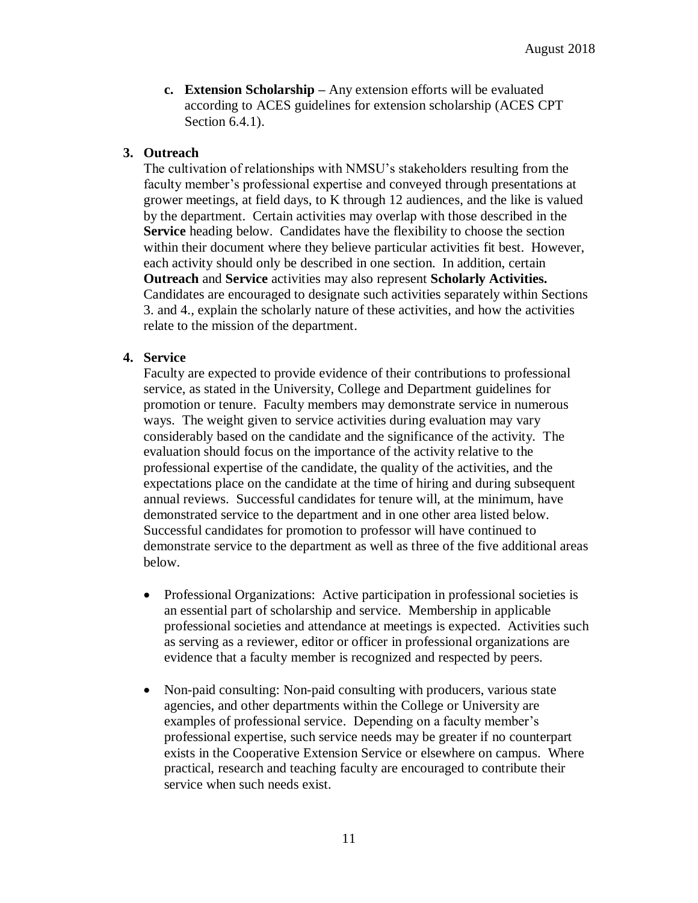c. **Extension Scholarship –** Any extension efforts will be evaluated according to ACES guidelines for extension scholarship (ACES CPT Section 6.4.1).

3. **Outreach**

   The cultivation of relationships with NMSU's stakeholders resulting from the faculty member's professional expertise and conveyed through presentations at grower meetings, at field days, to K through 12 audiences, and the like is valued by the department. Certain activities may overlap with those described in the **Service** heading below. Candidates have the flexibility to choose the section within their document where they believe particular activities fit best. However, each activity should only be described in one section. In addition, certain **Outreach** and **Service** activities may also represent **Scholarly Activities.** Candidates are encouraged to designate such activities separately within Sections 3. and 4., explain the scholarly nature of these activities, and how the activities relate to the mission of the department.

4. **Service**

   Faculty are expected to provide evidence of their contributions to professional service, as stated in the University, College and Department guidelines for promotion or tenure. Faculty members may demonstrate service in numerous ways. The weight given to service activities during evaluation may vary considerably based on the candidate and the significance of the activity. The evaluation should focus on the importance of the activity relative to the professional expertise of the candidate, the quality of the activities, and the expectations place on the candidate at the time of hiring and during subsequent annual reviews. Successful candidates for tenure will, at the minimum, have demonstrated service to the department and in one other area listed below. Successful candidates for promotion to professor will have continued to demonstrate service to the department as well as three of the five additional areas below.

   - Professional Organizations: Active participation in professional societies is an essential part of scholarship and service. Membership in applicable professional societies and attendance at meetings is expected. Activities such as serving as a reviewer, editor or officer in professional organizations are evidence that a faculty member is recognized and respected by peers.

   - Non-paid consulting: Non-paid consulting with producers, various state agencies, and other departments within the College or University are examples of professional service. Depending on a faculty member's professional expertise, such service needs may be greater if no counterpart exists in the Cooperative Extension Service or elsewhere on campus. Where practical, research and teaching faculty are encouraged to contribute their service when such needs exist.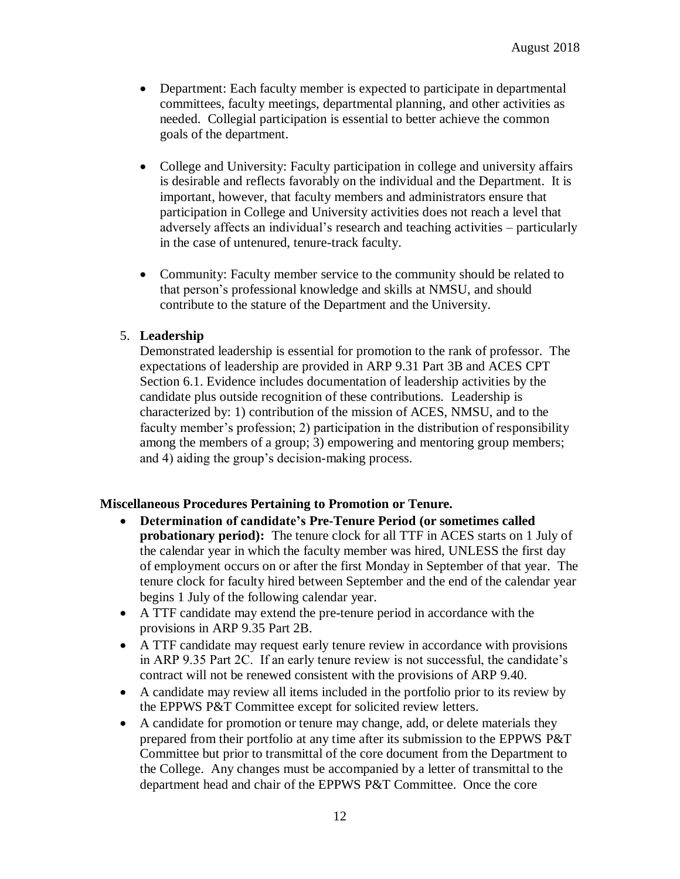- Department: Each faculty member is expected to participate in departmental committees, faculty meetings, departmental planning, and other activities as needed. Collegial participation is essential to better achieve the common goals of the department.

- College and University: Faculty participation in college and university affairs is desirable and reflects favorably on the individual and the Department. It is important, however, that faculty members and administrators ensure that participation in College and University activities does not reach a level that adversely affects an individual's research and teaching activities – particularly in the case of untenured, tenure-track faculty.

- Community: Faculty member service to the community should be related to that person's professional knowledge and skills at NMSU, and should contribute to the stature of the Department and the University.

5. **Leadership**

   Demonstrated leadership is essential for promotion to the rank of professor. The expectations of leadership are provided in ARP 9.31 Part 3B and ACES CPT Section 6.1. Evidence includes documentation of leadership activities by the candidate plus outside recognition of these contributions. Leadership is characterized by: 1) contribution of the mission of ACES, NMSU, and to the faculty member's profession; 2) participation in the distribution of responsibility among the members of a group; 3) empowering and mentoring group members; and 4) aiding the group's decision-making process.

**Miscellaneous Procedures Pertaining to Promotion or Tenure.**

- **Determination of candidate's Pre-Tenure Period (or sometimes called probationary period):** The tenure clock for all TTF in ACES starts on 1 July of the calendar year in which the faculty member was hired, UNLESS the first day of employment occurs on or after the first Monday in September of that year. The tenure clock for faculty hired between September and the end of the calendar year begins 1 July of the following calendar year.
- A TTF candidate may extend the pre-tenure period in accordance with the provisions in ARP 9.35 Part 2B.
- A TTF candidate may request early tenure review in accordance with provisions in ARP 9.35 Part 2C. If an early tenure review is not successful, the candidate's contract will not be renewed consistent with the provisions of ARP 9.40.
- A candidate may review all items included in the portfolio prior to its review by the EPPWS P&T Committee except for solicited review letters.
- A candidate for promotion or tenure may change, add, or delete materials they prepared from their portfolio at any time after its submission to the EPPWS P&T Committee but prior to transmittal of the core document from the Department to the College. Any changes must be accompanied by a letter of transmittal to the department head and chair of the EPPWS P&T Committee. Once the core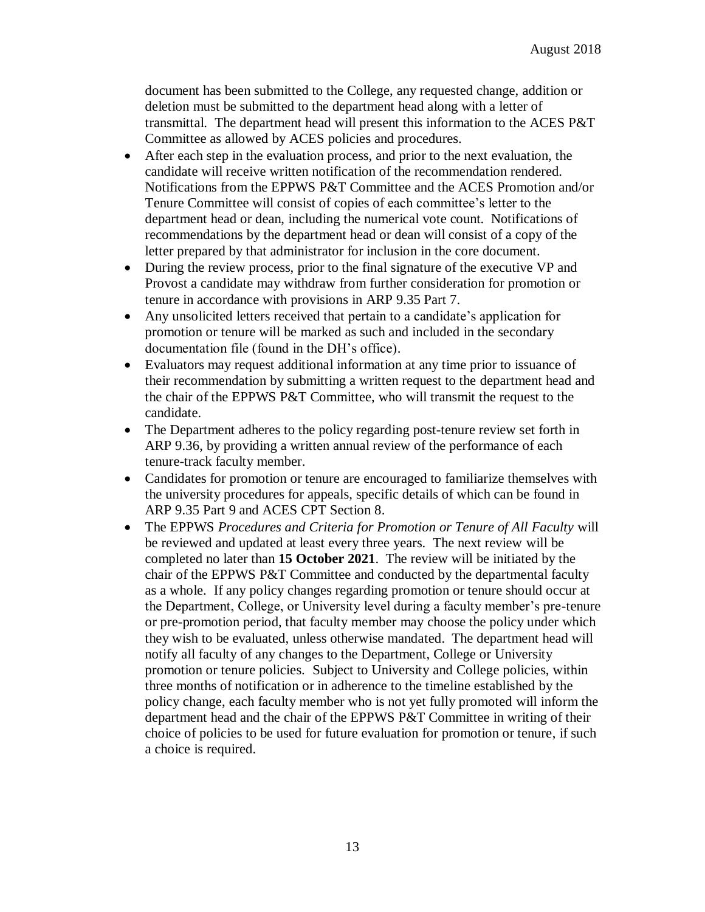document has been submitted to the College, any requested change, addition or deletion must be submitted to the department head along with a letter of transmittal. The department head will present this information to the ACES P&T Committee as allowed by ACES policies and procedures.

- After each step in the evaluation process, and prior to the next evaluation, the candidate will receive written notification of the recommendation rendered. Notifications from the EPPWS P&T Committee and the ACES Promotion and/or Tenure Committee will consist of copies of each committee's letter to the department head or dean, including the numerical vote count. Notifications of recommendations by the department head or dean will consist of a copy of the letter prepared by that administrator for inclusion in the core document.
- During the review process, prior to the final signature of the executive VP and Provost a candidate may withdraw from further consideration for promotion or tenure in accordance with provisions in ARP 9.35 Part 7.
- Any unsolicited letters received that pertain to a candidate's application for promotion or tenure will be marked as such and included in the secondary documentation file (found in the DH's office).
- Evaluators may request additional information at any time prior to issuance of their recommendation by submitting a written request to the department head and the chair of the EPPWS P&T Committee, who will transmit the request to the candidate.
- The Department adheres to the policy regarding post-tenure review set forth in ARP 9.36, by providing a written annual review of the performance of each tenure-track faculty member.
- Candidates for promotion or tenure are encouraged to familiarize themselves with the university procedures for appeals, specific details of which can be found in ARP 9.35 Part 9 and ACES CPT Section 8.
- The EPPWS *Procedures and Criteria for Promotion or Tenure of All Faculty* will be reviewed and updated at least every three years. The next review will be completed no later than **15 October 2021**. The review will be initiated by the chair of the EPPWS P&T Committee and conducted by the departmental faculty as a whole. If any policy changes regarding promotion or tenure should occur at the Department, College, or University level during a faculty member's pre-tenure or pre-promotion period, that faculty member may choose the policy under which they wish to be evaluated, unless otherwise mandated. The department head will notify all faculty of any changes to the Department, College or University promotion or tenure policies. Subject to University and College policies, within three months of notification or in adherence to the timeline established by the policy change, each faculty member who is not yet fully promoted will inform the department head and the chair of the EPPWS P&T Committee in writing of their choice of policies to be used for future evaluation for promotion or tenure, if such a choice is required.